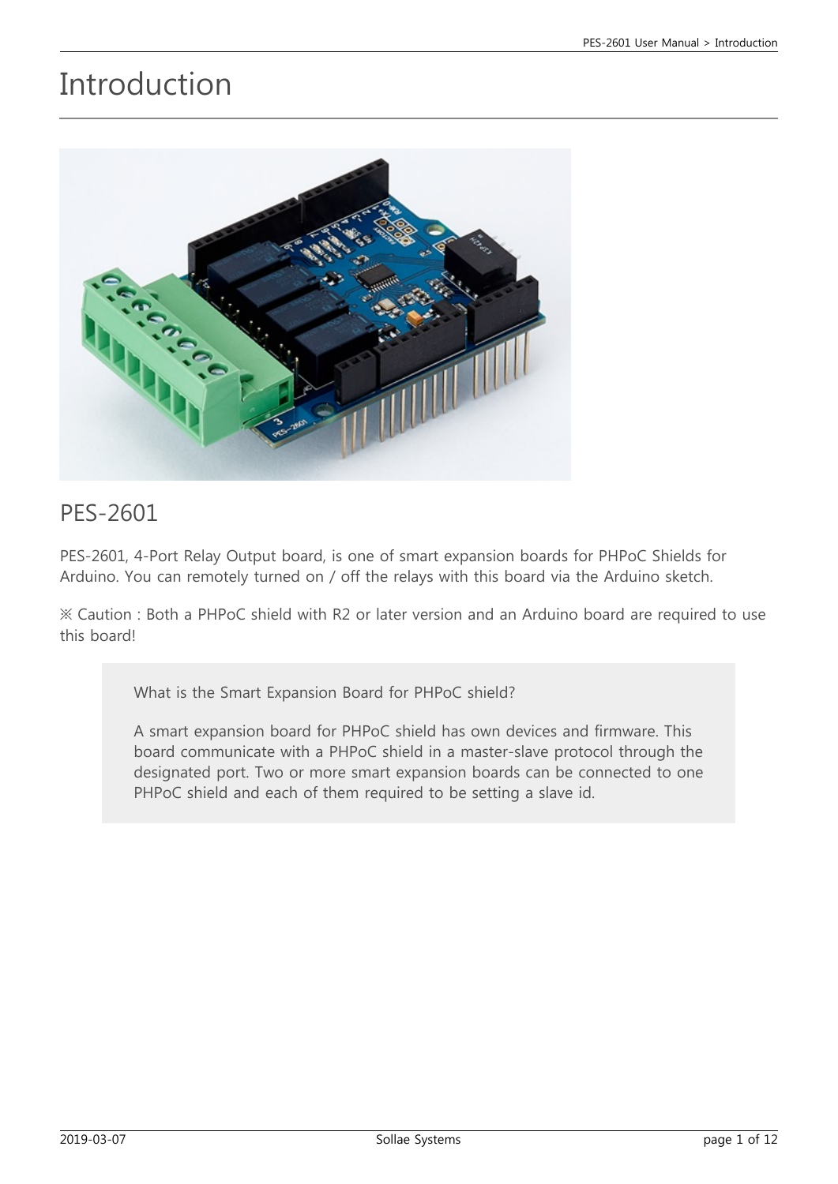# Introduction

## PES-2601

PES-2601, 4-Port Relay Output board, is one of smart expansion boards for PHPoC Shields for Arduino. You can remotely turned on / off the relays with this board via the Arduino sketch.

※ Caution : Both a PHPoC shield with R2 or later version and an Arduino board are required to use this board!

> What is the Smart Expansion Board for PHPoC shield?
>
> A smart expansion board for PHPoC shield has own devices and firmware. This board communicate with a PHPoC shield in a master-slave protocol through the designated port. Two or more smart expansion boards can be connected to one PHPoC shield and each of them required to be setting a slave id.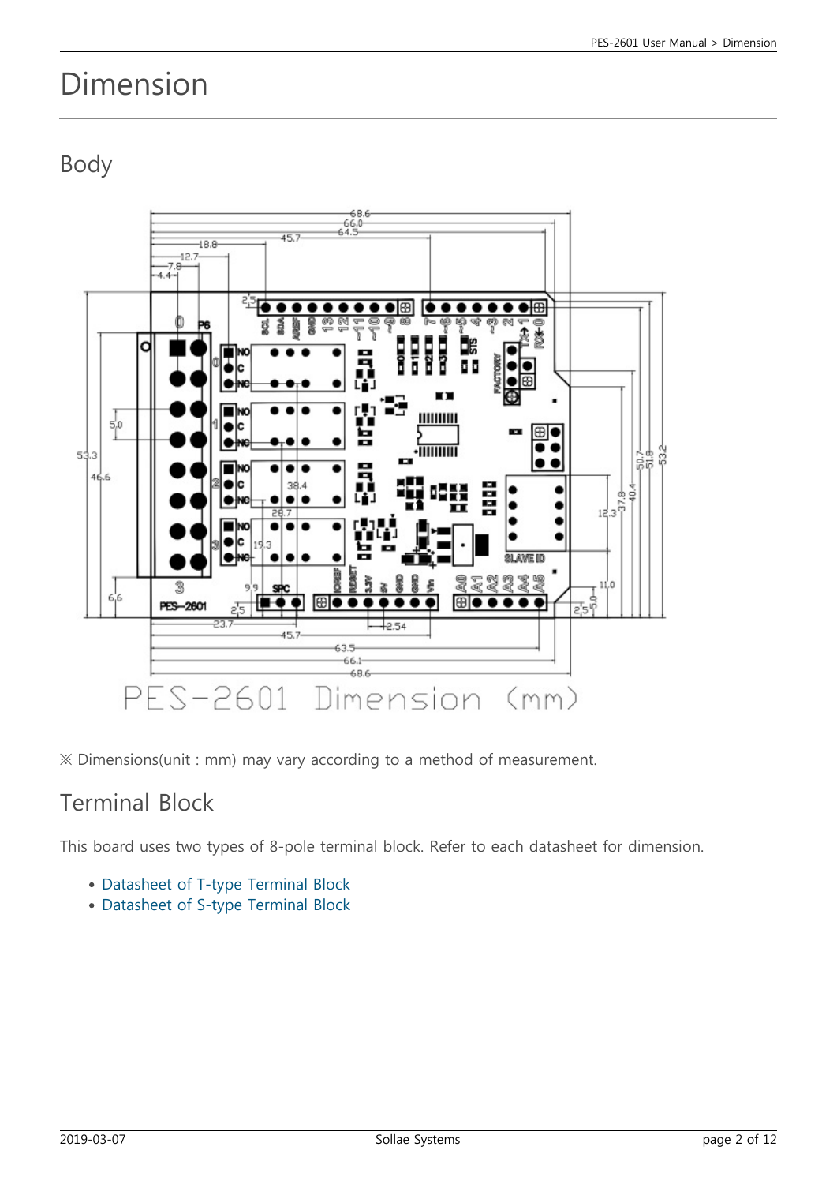# Dimension

## Body

PES-2601 Dimension (mm)

※ Dimensions(unit : mm) may vary according to a method of measurement.

## Terminal Block

This board uses two types of 8-pole terminal block. Refer to each datasheet for dimension.

- Datasheet of T-type Terminal Block
- Datasheet of S-type Terminal Block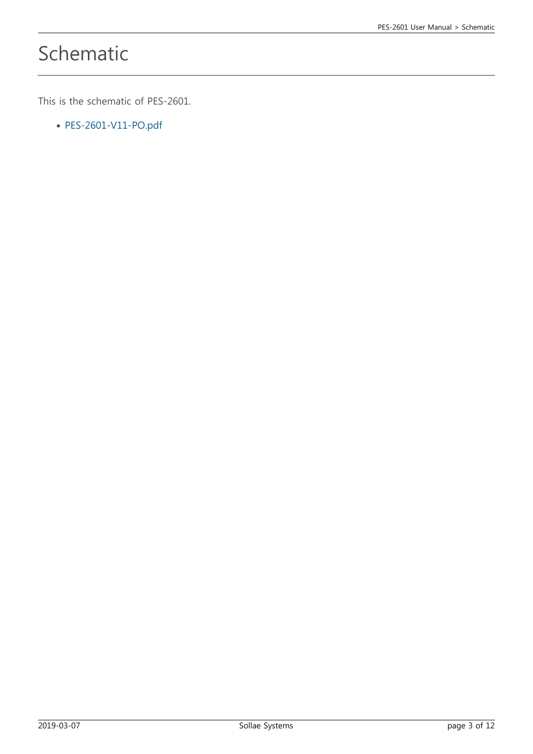# Schematic

This is the schematic of PES-2601.

- PES-2601-V11-PO.pdf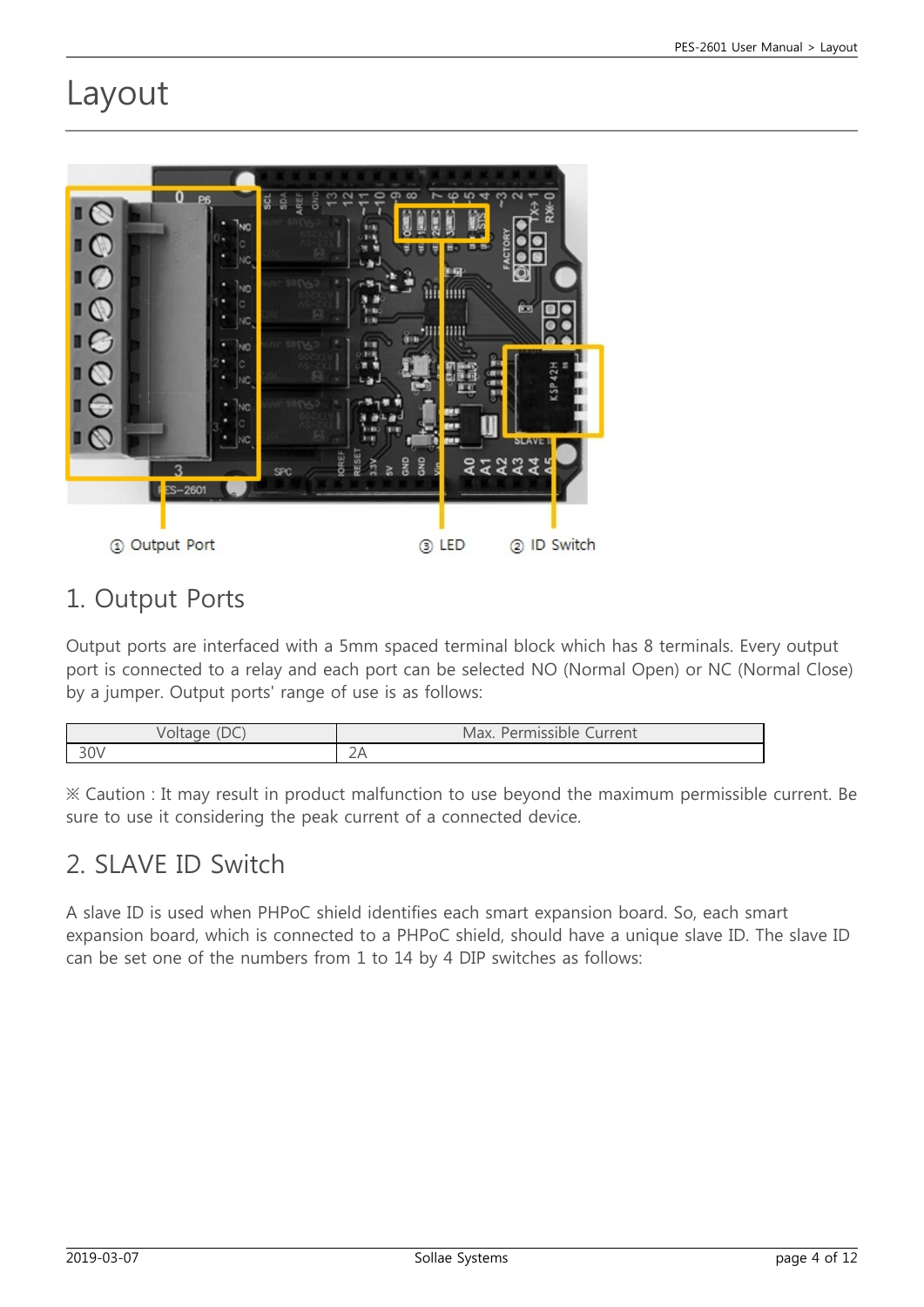# Layout

① Output Port ③ LED ② ID Switch

## 1. Output Ports

Output ports are interfaced with a 5mm spaced terminal block which has 8 terminals. Every output port is connected to a relay and each port can be selected NO (Normal Open) or NC (Normal Close) by a jumper. Output ports' range of use is as follows:

| Voltage (DC) | Max. Permissible Current |
|---|---|
| 30V | 2A |

※ Caution : It may result in product malfunction to use beyond the maximum permissible current. Be sure to use it considering the peak current of a connected device.

## 2. SLAVE ID Switch

A slave ID is used when PHPoC shield identifies each smart expansion board. So, each smart expansion board, which is connected to a PHPoC shield, should have a unique slave ID. The slave ID can be set one of the numbers from 1 to 14 by 4 DIP switches as follows: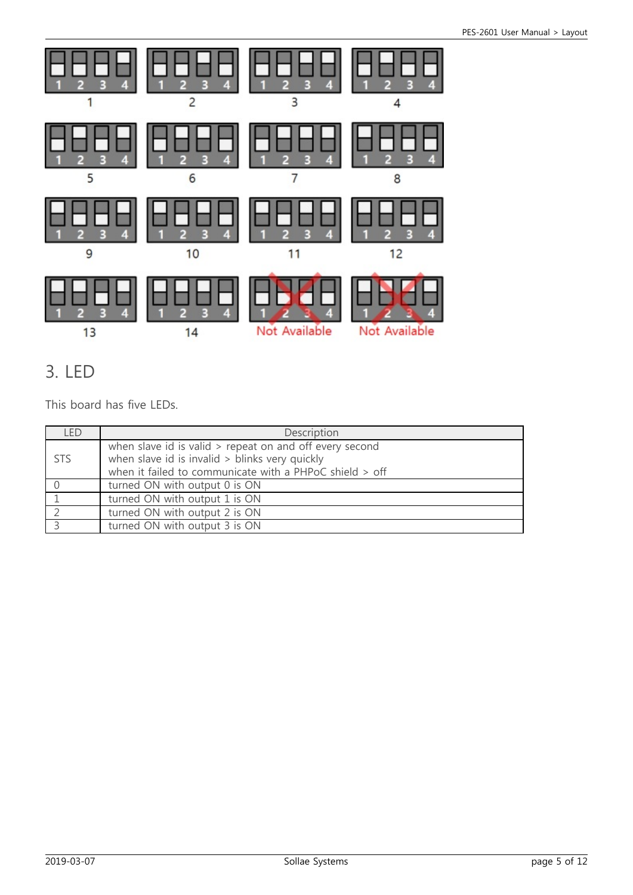1 2 3 4

1

1 2 3 4

2

1 2 3 4

3

1 2 3 4

4

1 2 3 4

5

1 2 3 4

6

1 2 3 4

7

1 2 3 4

8

1 2 3 4

9

1 2 3 4

10

1 2 3 4

11

1 2 3 4

12

1 2 3 4

13

1 2 3 4

14

1 2 3 4

Not Available

1 2 3 4

Not Available

# 3. LED

This board has five LEDs.

| LED | Description |
|---|---|
| STS | when slave id is valid > repeat on and off every second<br>when slave id is invalid > blinks very quickly<br>when it failed to communicate with a PHPoC shield > off |
| 0 | turned ON with output 0 is ON |
| 1 | turned ON with output 1 is ON |
| 2 | turned ON with output 2 is ON |
| 3 | turned ON with output 3 is ON |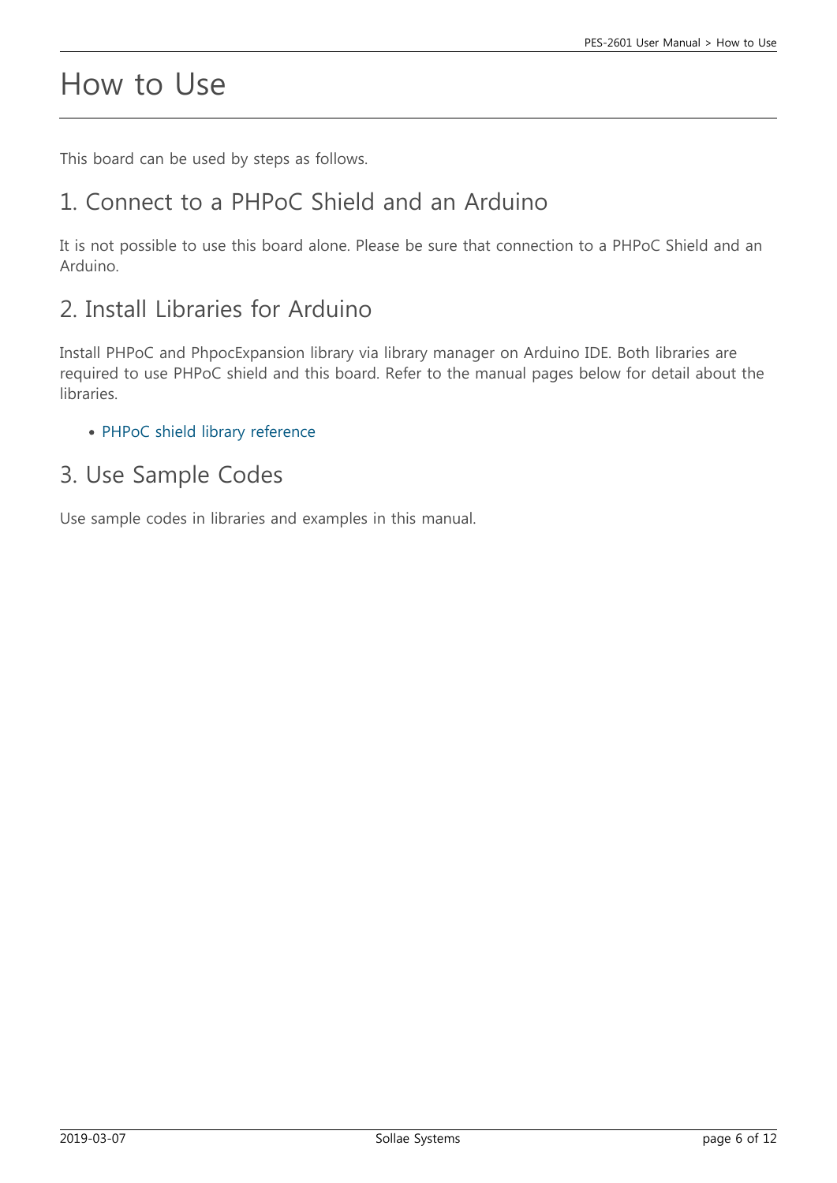# How to Use

This board can be used by steps as follows.

## 1. Connect to a PHPoC Shield and an Arduino

It is not possible to use this board alone. Please be sure that connection to a PHPoC Shield and an Arduino.

## 2. Install Libraries for Arduino

Install PHPoC and PhpocExpansion library via library manager on Arduino IDE. Both libraries are required to use PHPoC shield and this board. Refer to the manual pages below for detail about the libraries.

- PHPoC shield library reference

## 3. Use Sample Codes

Use sample codes in libraries and examples in this manual.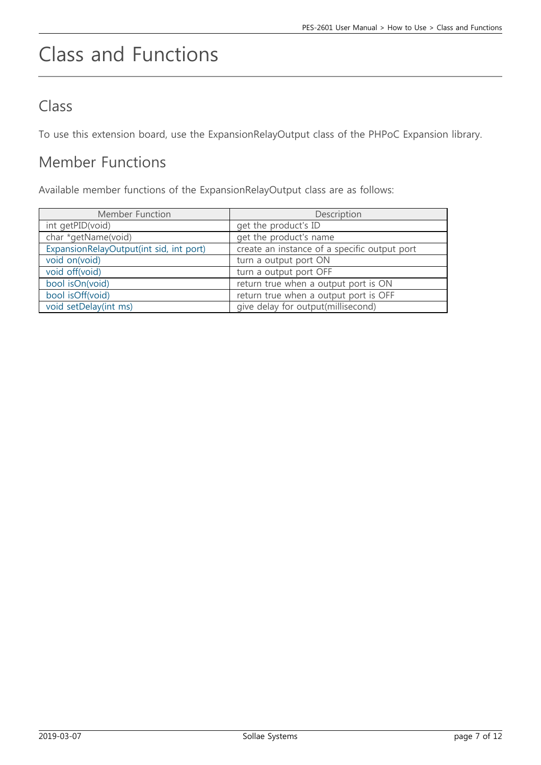# Class and Functions

## Class

To use this extension board, use the ExpansionRelayOutput class of the PHPoC Expansion library.

## Member Functions

Available member functions of the ExpansionRelayOutput class are as follows:

| Member Function | Description |
|---|---|
| int getPID(void) | get the product's ID |
| char *getName(void) | get the product's name |
| ExpansionRelayOutput(int sid, int port) | create an instance of a specific output port |
| void on(void) | turn a output port ON |
| void off(void) | turn a output port OFF |
| bool isOn(void) | return true when a output port is ON |
| bool isOff(void) | return true when a output port is OFF |
| void setDelay(int ms) | give delay for output(millisecond) |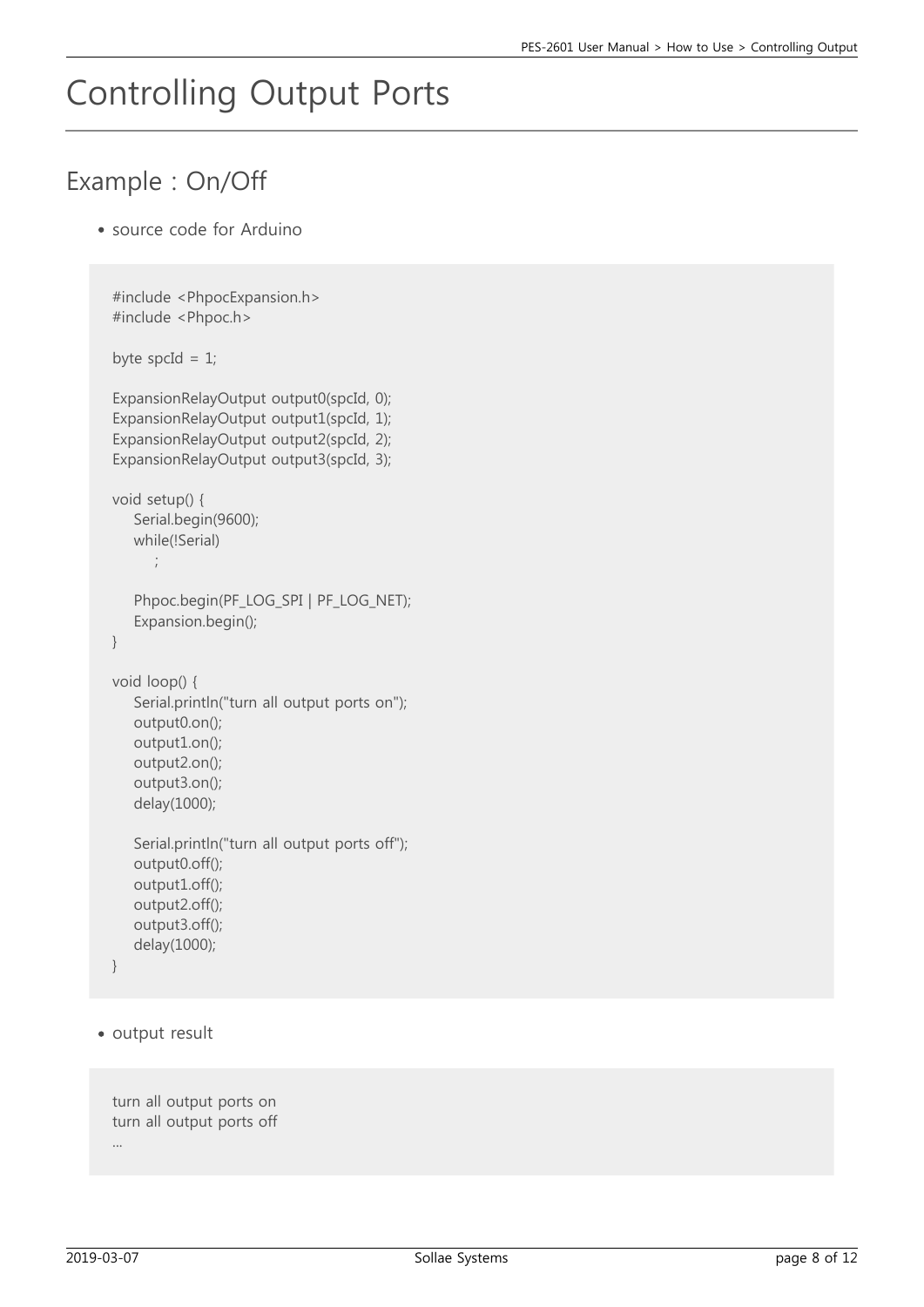# Controlling Output Ports

## Example : On/Off

- source code for Arduino

```
#include <PhpocExpansion.h>
#include <Phpoc.h>

byte spcId = 1;

ExpansionRelayOutput output0(spcId, 0);
ExpansionRelayOutput output1(spcId, 1);
ExpansionRelayOutput output2(spcId, 2);
ExpansionRelayOutput output3(spcId, 3);

void setup() {
    Serial.begin(9600);
    while(!Serial)
        ;

    Phpoc.begin(PF_LOG_SPI | PF_LOG_NET);
    Expansion.begin();
}

void loop() {
    Serial.println("turn all output ports on");
    output0.on();
    output1.on();
    output2.on();
    output3.on();
    delay(1000);

    Serial.println("turn all output ports off");
    output0.off();
    output1.off();
    output2.off();
    output3.off();
    delay(1000);
}
```

- output result

```
turn all output ports on
turn all output ports off
...
```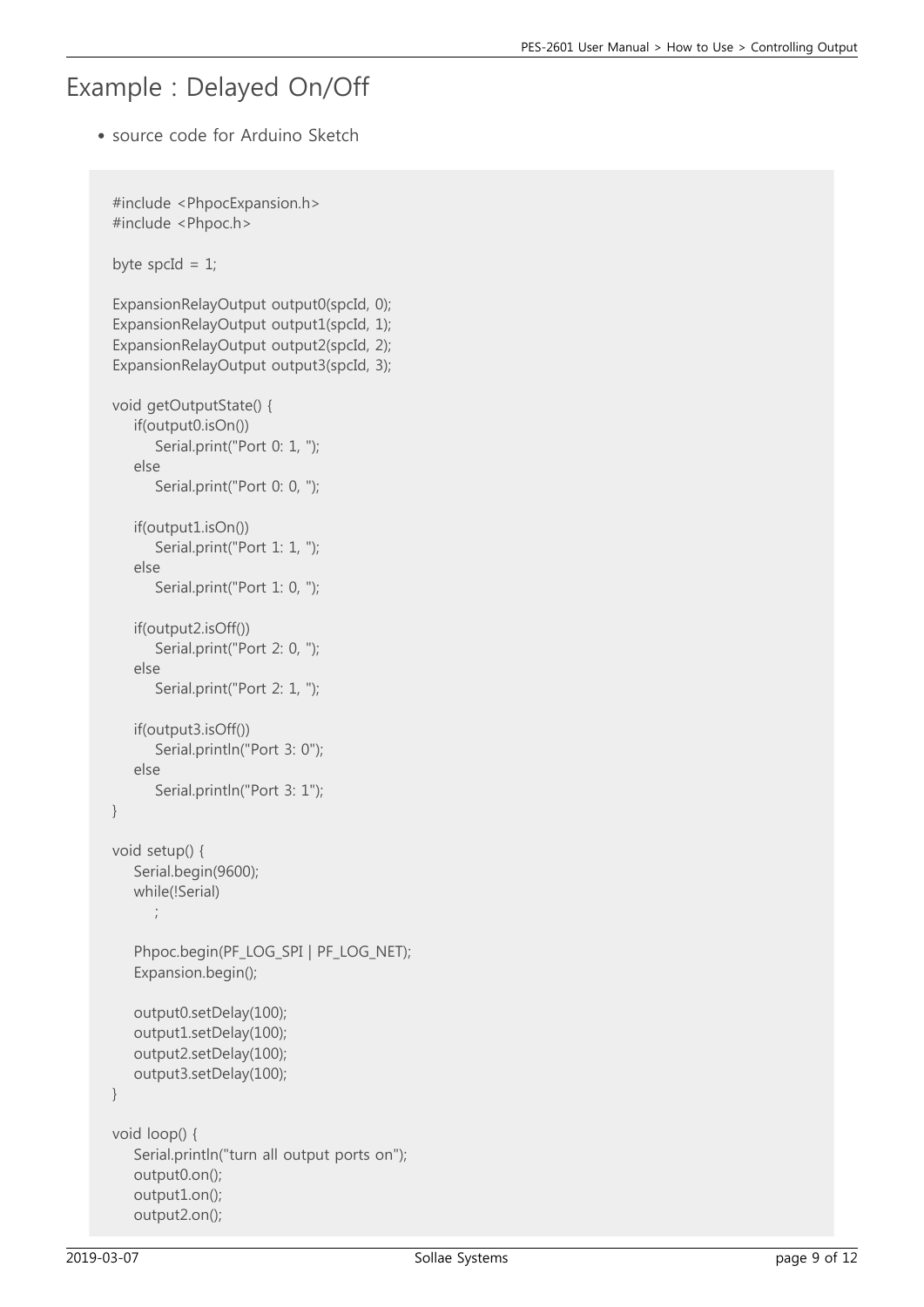# Example : Delayed On/Off

- source code for Arduino Sketch

```
#include <PhpocExpansion.h>
#include <Phpoc.h>

byte spcId = 1;

ExpansionRelayOutput output0(spcId, 0);
ExpansionRelayOutput output1(spcId, 1);
ExpansionRelayOutput output2(spcId, 2);
ExpansionRelayOutput output3(spcId, 3);

void getOutputState() {
    if(output0.isOn())
        Serial.print("Port 0: 1, ");
    else
        Serial.print("Port 0: 0, ");

    if(output1.isOn())
        Serial.print("Port 1: 1, ");
    else
        Serial.print("Port 1: 0, ");

    if(output2.isOff())
        Serial.print("Port 2: 0, ");
    else
        Serial.print("Port 2: 1, ");

    if(output3.isOff())
        Serial.println("Port 3: 0");
    else
        Serial.println("Port 3: 1");
}

void setup() {
    Serial.begin(9600);
    while(!Serial)
        ;

    Phpoc.begin(PF_LOG_SPI | PF_LOG_NET);
    Expansion.begin();

    output0.setDelay(100);
    output1.setDelay(100);
    output2.setDelay(100);
    output3.setDelay(100);
}

void loop() {
    Serial.println("turn all output ports on");
    output0.on();
    output1.on();
    output2.on();
```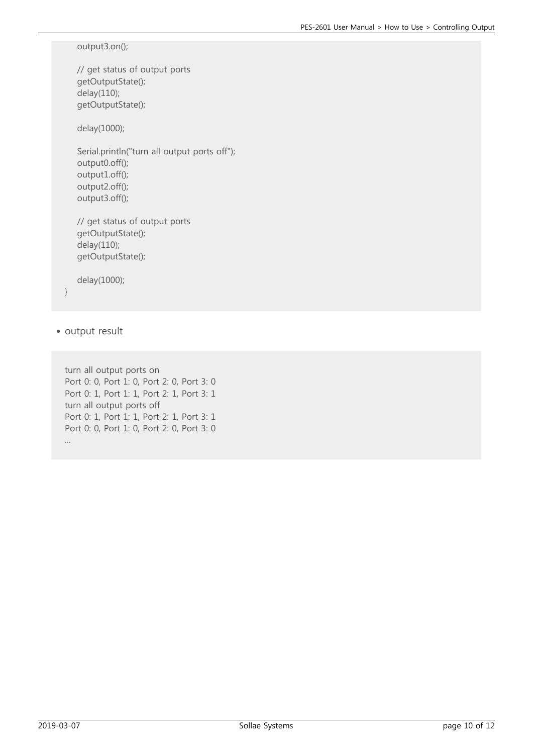```
    output3.on();

    // get status of output ports
    getOutputState();
    delay(110);
    getOutputState();

    delay(1000);

    Serial.println("turn all output ports off");
    output0.off();
    output1.off();
    output2.off();
    output3.off();

    // get status of output ports
    getOutputState();
    delay(110);
    getOutputState();

    delay(1000);
}
```

- output result

```
turn all output ports on
Port 0: 0, Port 1: 0, Port 2: 0, Port 3: 0
Port 0: 1, Port 1: 1, Port 2: 1, Port 3: 1
turn all output ports off
Port 0: 1, Port 1: 1, Port 2: 1, Port 3: 1
Port 0: 0, Port 1: 0, Port 2: 0, Port 3: 0
...
```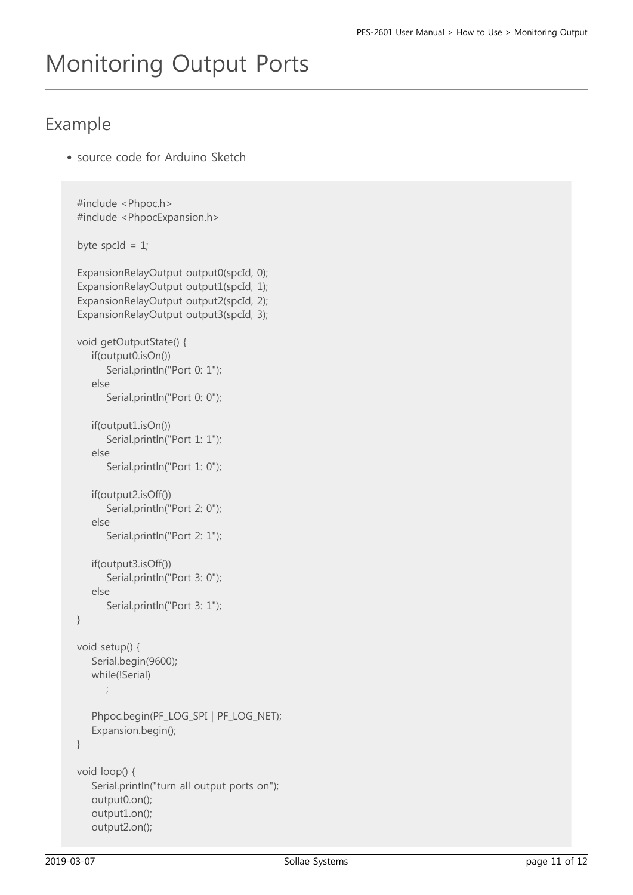# Monitoring Output Ports

## Example

- source code for Arduino Sketch

```
#include <Phpoc.h>
#include <PhpocExpansion.h>

byte spcId = 1;

ExpansionRelayOutput output0(spcId, 0);
ExpansionRelayOutput output1(spcId, 1);
ExpansionRelayOutput output2(spcId, 2);
ExpansionRelayOutput output3(spcId, 3);

void getOutputState() {
    if(output0.isOn())
        Serial.println("Port 0: 1");
    else
        Serial.println("Port 0: 0");

    if(output1.isOn())
        Serial.println("Port 1: 1");
    else
        Serial.println("Port 1: 0");

    if(output2.isOff())
        Serial.println("Port 2: 0");
    else
        Serial.println("Port 2: 1");

    if(output3.isOff())
        Serial.println("Port 3: 0");
    else
        Serial.println("Port 3: 1");
}

void setup() {
    Serial.begin(9600);
    while(!Serial)
        ;

    Phpoc.begin(PF_LOG_SPI | PF_LOG_NET);
    Expansion.begin();
}

void loop() {
    Serial.println("turn all output ports on");
    output0.on();
    output1.on();
    output2.on();
```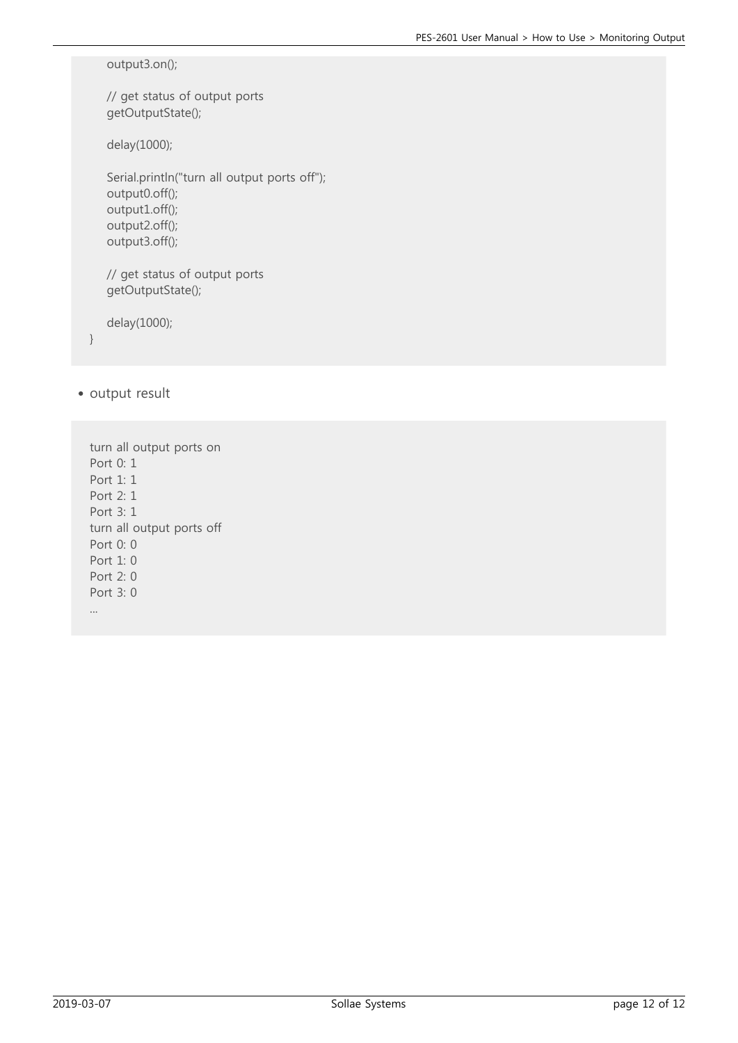```
    output3.on();

    // get status of output ports
    getOutputState();

    delay(1000);

    Serial.println("turn all output ports off");
    output0.off();
    output1.off();
    output2.off();
    output3.off();

    // get status of output ports
    getOutputState();

    delay(1000);
}
```

- output result

```
turn all output ports on
Port 0: 1
Port 1: 1
Port 2: 1
Port 3: 1
turn all output ports off
Port 0: 0
Port 1: 0
Port 2: 0
Port 3: 0
...
```